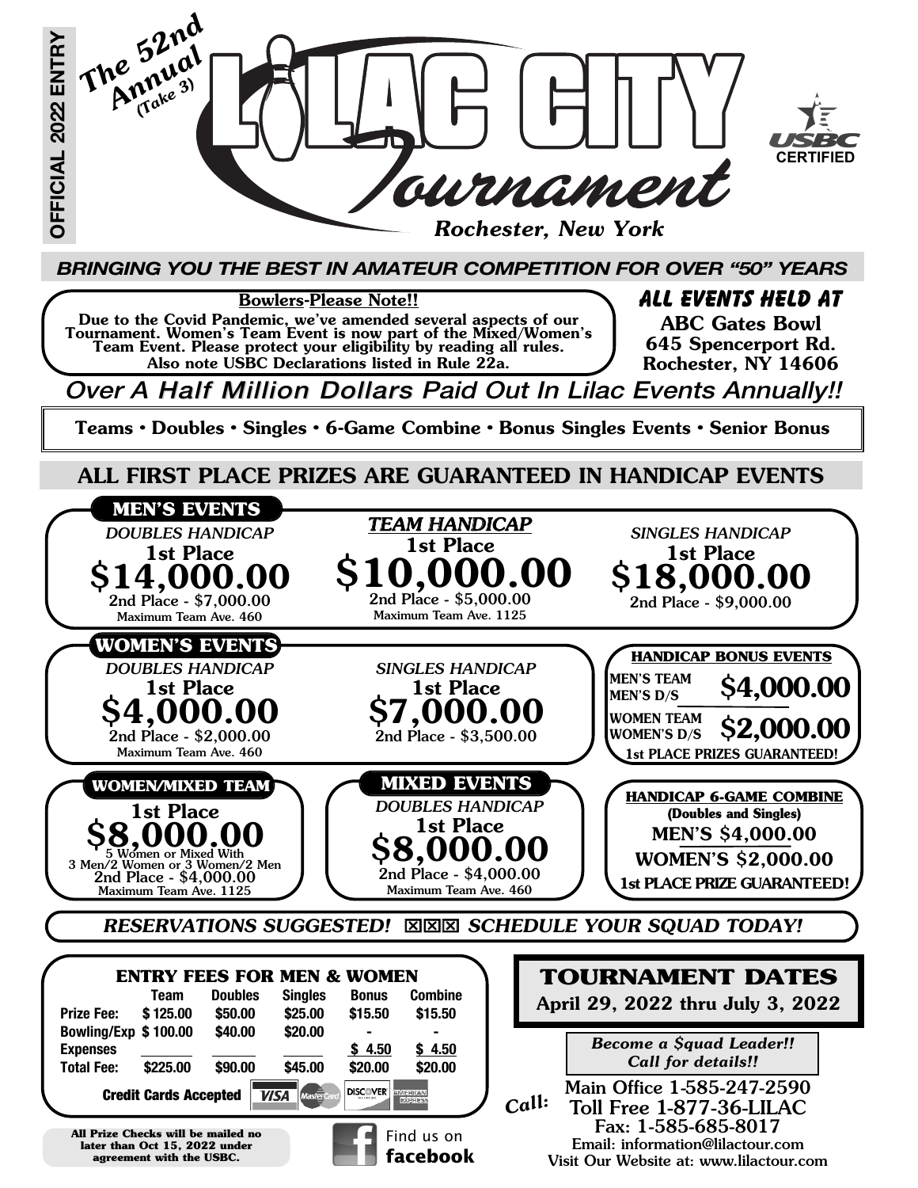OFFICIAL 2022 ENTRY

# The 52nd Annual (Take 3) LILAC CITY Tournament

USBC CERTIFIED

*Rochester, New York*

***BRINGING YOU THE BEST IN AMATEUR COMPETITION FOR OVER "50" YEARS***

**Bowlers-Please Note!!**

**Due to the Covid Pandemic, we've amended several aspects of our Tournament. Women's Team Event is now part of the Mixed/Women's Team Event. Please protect your eligibility by reading all rules. Also note USBC Declarations listed in Rule 22a.**

***ALL EVENTS HELD AT***

**ABC Gates Bowl**
**645 Spencerport Rd.**
**Rochester, NY 14606**

*Over A Half Million Dollars Paid Out In Lilac Events Annually!!*

**Teams • Doubles • Singles • 6-Game Combine • Bonus Singles Events • Senior Bonus**

## ALL FIRST PLACE PRIZES ARE GUARANTEED IN HANDICAP EVENTS

### MEN'S EVENTS

*DOUBLES HANDICAP*
**1st Place $14,000.00**
2nd Place - $7,000.00
Maximum Team Ave. 460

***TEAM HANDICAP***
**1st Place $10,000.00**
2nd Place - $5,000.00
Maximum Team Ave. 1125

*SINGLES HANDICAP*
**1st Place $18,000.00**
2nd Place - $9,000.00

### WOMEN'S EVENTS

*DOUBLES HANDICAP*
**1st Place $4,000.00**
2nd Place - $2,000.00
Maximum Team Ave. 460

*SINGLES HANDICAP*
**1st Place $7,000.00**
2nd Place - $3,500.00

### HANDICAP BONUS EVENTS

MEN'S TEAM / MEN'S D/S **$4,000.00**

WOMEN TEAM / WOMEN'S D/S **$2,000.00**

**1st PLACE PRIZES GUARANTEED!**

### WOMEN/MIXED TEAM

**1st Place $8,000.00**
5 Women or Mixed With 3 Men/2 Women or 3 Women/2 Men
2nd Place - $4,000.00
Maximum Team Ave. 1125

### MIXED EVENTS

*DOUBLES HANDICAP*
**1st Place $8,000.00**
2nd Place - $4,000.00
Maximum Team Ave. 460

### HANDICAP 6-GAME COMBINE

**(Doubles and Singles)**
**MEN'S $4,000.00**
**WOMEN'S $2,000.00**
**1st PLACE PRIZE GUARANTEED!**

***RESERVATIONS SUGGESTED! ☒☒☒ SCHEDULE YOUR SQUAD TODAY!***

### ENTRY FEES FOR MEN & WOMEN

| | Team | Doubles | Singles | Bonus | Combine |
|---|---|---|---|---|---|
| **Prize Fee:** | $ 125.00 | $50.00 | $25.00 | $15.50 | $15.50 |
| **Bowling/Exp** | $ 100.00 | $40.00 | $20.00 | - | - |
| **Expenses** | | | | $ 4.50 | $ 4.50 |
| **Total Fee:** | $225.00 | $90.00 | $45.00 | $20.00 | $20.00 |

**Credit Cards Accepted** VISA MasterCard DISCOVER AMERICAN EXPRESS

**All Prize Checks will be mailed no later than Oct 15, 2022 under agreement with the USBC.**

Find us on **facebook**

## TOURNAMENT DATES

**April 29, 2022 thru July 3, 2022**

*Become a $quad Leader!! Call for details!!*

*Call:*
Main Office 1-585-247-2590
Toll Free 1-877-36-LILAC
Fax: 1-585-685-8017
Email: information@lilactour.com
Visit Our Website at: www.lilactour.com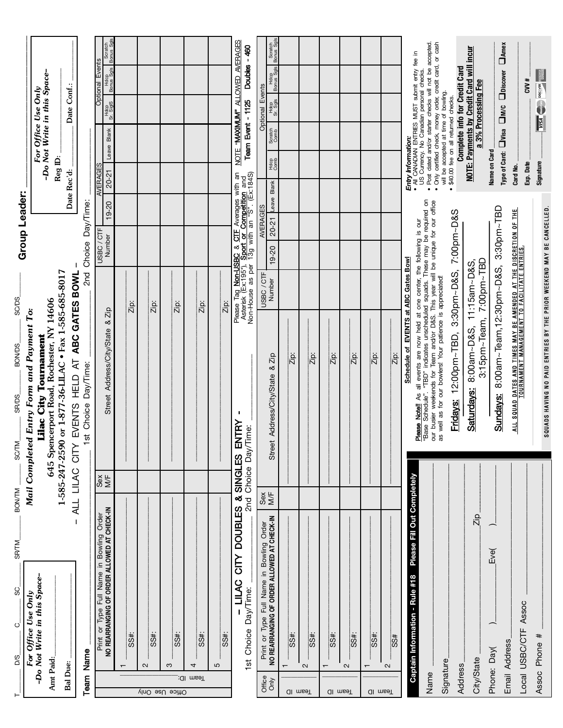T ____ D/S ____ C ____ SC ____ SR/TM ____ BON/TM ____ SC/TM ____ SR/DS ____ BON/DS ____ SC/DS ____

**Group Leader:** ____________________

*For Office Use Only*
*~Do Not Write in this Space~*

Amt Paid: ____________

Bal Due: ____________

*Mail Completed Entry Form and Payment To:*

**Lilac City Tournament**

645 Spencerport Road, Rochester, NY 14606

1-585-247-2590 or 1-877-36-LILAC • Fax 1-585-685-8017

– ALL LILAC CITY EVENTS HELD AT **ABC GATES BOWL** –

*For Office Use Only*
*~Do Not Write in this Space~*

Reg ID: ____________

Date Rec'd: ____________ Date Conf.: ____________

**Team Name** ____________________ 1st Choice Day/Time: ____________ 2nd Choice Day/Time: ____________

| Office Use Only | Print or Type Full Name in Bowling Order **NO REARRANGING OF ORDER ALLOWED AT CHECK-IN** | Sex M/F | Street Address/City/State & Zip | USBC / CTF Number | AVERAGES 19-20 | 20-21 | Leave Blank | Optional Events Hdcp Sr. Sgls | Hdcp Bonus Sgls | Scratch Bonus Sgls |
|---|---|---|---|---|---|---|---|---|---|---|
| Team ID: | 1 ____ SS#: | | Zip: | | | | | | | |
| | 2 ____ SS#: | | Zip: | | | | | | | |
| | 3 ____ SS#: | | Zip: | | | | | | | |
| | 4 ____ SS#: | | Zip: | | | | | | | |
| | 5 ____ SS#: | | Zip: | | | | | | | |

## – LILAC CITY DOUBLES & SINGLES ENTRY –

1st Choice Day/Time: ____________ 2nd Choice Day/Time: ____________

Please Tag Non-USBC & CTF Averages with an Asterisk (Ex:195*), Sport or Competition and Non-House as per 13g with an "S". (Ex:184S)

NOTE "**MAXIMUM**" ALLOWED AVERAGES
**Team Event - 1125 Doubles - 460**

| Office Only | Print or Type Full Name in Bowling Order **NO REARRANGING OF ORDER ALLOWED AT CHECK-IN** | Sex M/F | Street Address/City/State & Zip | USBC / CTF Number | AVERAGES 19-20 | 20-21 | Leave Blank | Hdcp Comb | Scratch Comb | Optional Events Hdcp Sr. Sgls | Hdcp Bonus Sgls | Scratch Bonus Sgls |
|---|---|---|---|---|---|---|---|---|---|---|---|---|
| Team ID | 1 ____ SS#: | | Zip: | | | | | | | | | |
| | 2 ____ SS#: | | Zip: | | | | | | | | | |
| Team ID | 1 ____ SS#: | | Zip: | | | | | | | | | |
| | 2 ____ SS#: | | Zip: | | | | | | | | | |
| Team ID | 1 ____ SS#: | | Zip: | | | | | | | | | |
| | 2 ____ SS# | | Zip: | | | | | | | | | |

### Captain Information - Rule #18 Please Fill Out Completely

Name ____________________

Signature ____________________

Address ____________________

City/State ____________________ Zip ____________

Phone: Day( ) ____________ Eve( ) ____________

Email Address ____________________

Local USBC/CTF Assoc ____________________

Assoc Phone # ____________________

### Schedule of EVENTS at ABC Gates Bowl

**Please Note!** As all events are now held at one center, the following is our "Base Schedule". "TBD" indicates unscheduled squads. These may be required on our busier weekends for Team and/or D&S. This year will be unique for our office as well as for our bowlers! Your patience is appreciated!

**Fridays:** 12:00pm~TBD, 3:30pm~D&S, 7:00pm~D&S

**Saturdays:** 8:00am~D&S, 11:15am~D&S, 3:15pm~Team, 7:00pm~TBD

**Sundays:** 8:00am~Team, 12:30pm~D&S, 3:30pm~TBD

ALL SQUAD DATES AND TIMES MAY BE AMENDED AT THE DISCRETION OF THE TOURNAMENT MANAGEMENT TO FACILITATE ENTRIES.

SQUADS HAVING NO PAID ENTRIES BY THE PRIOR WEEKEND MAY BE CANCELLED.

*Entry Information:*

- All CANADIAN ENTRIES MUST submit entry fee in US Currency. No Canadian personal checks.
- Post dated and/or starter checks will not be accepted.
- Only certified check, money order, credit card, or cash will be accepted at time of bowling.
- $40.00 fee on all returned checks.

**Complete info for Credit Card**

**NOTE: Payments by Credit Card will incur a 3% Processing Fee**

Name on Card ____________________

Type of Card: ☐Visa ☐M/C ☐Discover ☐Amex

Card No. ____________________

Exp. Date ____________ CVV # ____________

Signature ____________________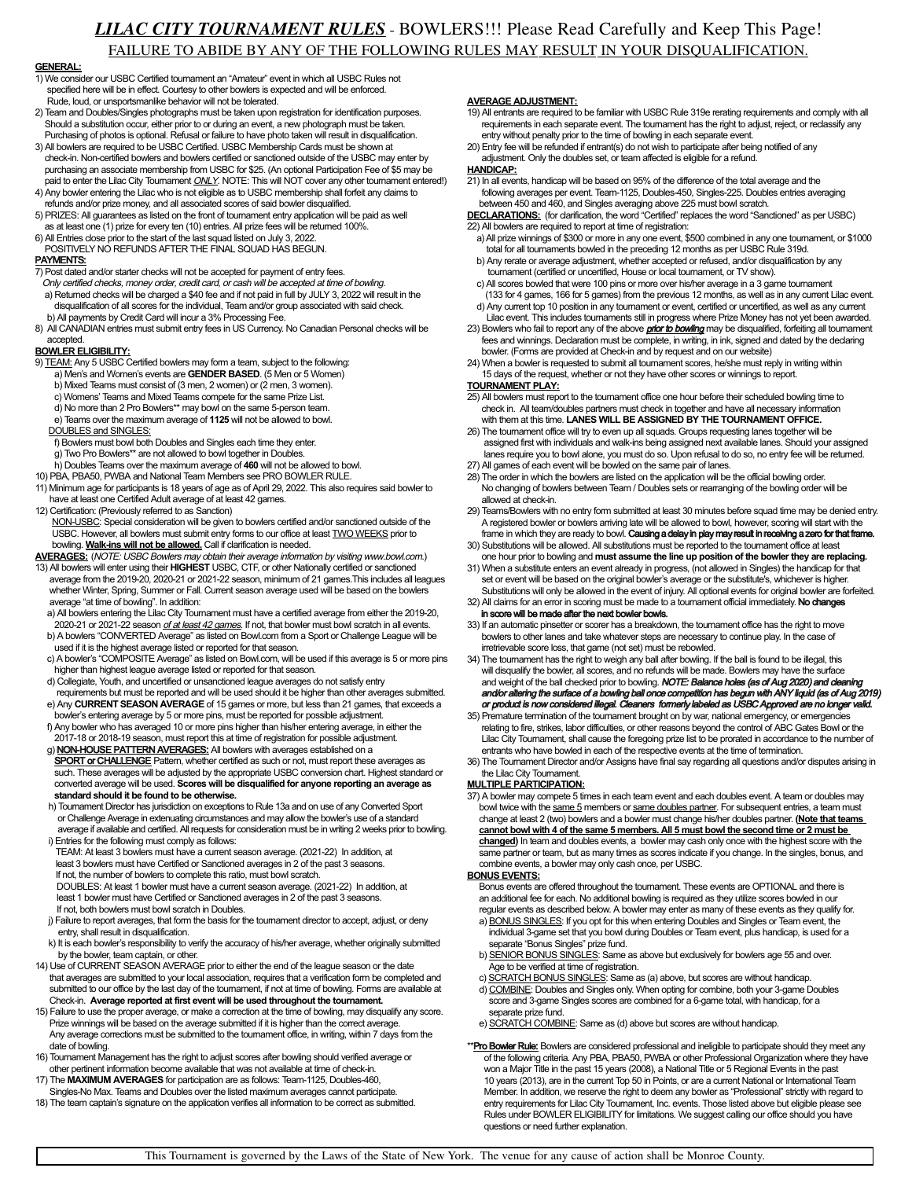# *LILAC CITY TOURNAMENT RULES* - BOWLERS!!! Please Read Carefully and Keep This Page!

FAILURE TO ABIDE BY ANY OF THE FOLLOWING RULES MAY RESULT IN YOUR DISQUALIFICATION.

**GENERAL:**

1) We consider our USBC Certified tournament an "Amateur" event in which all USBC Rules not specified here will be in effect. Courtesy to other bowlers is expected and will be enforced. Rude, loud, or unsportsmanlike behavior will not be tolerated.
2) Team and Doubles/Singles photographs must be taken upon registration for identification purposes. Should a substitution occur, either prior to or during an event, a new photograph must be taken. Purchasing of photos is optional. Refusal or failure to have photo taken will result in disqualification.
3) All bowlers are required to be USBC Certified. USBC Membership Cards must be shown at check-in. Non-certified bowlers and bowlers certified or sanctioned outside of the USBC may enter by purchasing an associate membership from USBC for $25. (An optional Participation Fee of $5 may be paid to enter the Lilac City Tournament *ONLY*. NOTE: This will NOT cover any other tournament entered!)
4) Any bowler entering the Lilac who is not eligible as to USBC membership shall forfeit any claims to refunds and/or prize money, and all associated scores of said bowler disqualified.
5) PRIZES: All guarantees as listed on the front of tournament entry application will be paid as well as at least one (1) prize for every ten (10) entries. All prize fees will be returned 100%.
6) All Entries close prior to the start of the last squad listed on July 3, 2022. POSITIVELY NO REFUNDS AFTER THE FINAL SQUAD HAS BEGUN.

**PAYMENTS:**

7) Post dated and/or starter checks will not be accepted for payment of entry fees. *Only certified checks, money order, credit card, or cash will be accepted at time of bowling.*
   a) Returned checks will be charged a $40 fee and if not paid in full by JULY 3, 2022 will result in the disqualification of all scores for the individual, Team and/or group associated with said check.
   b) All payments by Credit Card will incur a 3% Processing Fee.
8) All CANADIAN entries must submit entry fees in US Currency. No Canadian Personal checks will be accepted.

**BOWLER ELIGIBILITY:**

9) TEAM: Any 5 USBC Certified bowlers may form a team, subject to the following:
   a) Men's and Women's events are **GENDER BASED**. (5 Men or 5 Women)
   b) Mixed Teams must consist of (3 men, 2 women) or (2 men, 3 women).
   c) Womens' Teams and Mixed Teams compete for the same Prize List.
   d) No more than 2 Pro Bowlers** may bowl on the same 5-person team.
   e) Teams over the maximum average of **1125** will not be allowed to bowl.

   DOUBLES and SINGLES:
   f) Bowlers must bowl both Doubles and Singles each time they enter.
   g) Two Pro Bowlers** are not allowed to bowl together in Doubles.
   h) Doubles Teams over the maximum average of **460** will not be allowed to bowl.
10) PBA, PBA50, PWBA and National Team Members see PRO BOWLER RULE.
11) Minimum age for participants is 18 years of age as of April 29, 2022. This also requires said bowler to have at least one Certified Adult average of at least 42 games.
12) Certification: (Previously referred to as Sanction)
   NON-USBC: Special consideration will be given to bowlers certified and/or sanctioned outside of the USBC. However, all bowlers must submit entry forms to our office at least TWO WEEKS prior to bowling. **Walk-ins will not be allowed.** Call if clarification is needed.

**AVERAGES:** (*NOTE: USBC Bowlers may obtain their average information by visiting www.bowl.com.*)

13) All bowlers will enter using their **HIGHEST** USBC, CTF, or other Nationally certified or sanctioned average from the 2019-20, 2020-21 or 2021-22 season, minimum of 21 games. This includes all leagues whether Winter, Spring, Summer or Fall. Current season average used will be based on the bowlers average "at time of bowling". In addition:
   a) All bowlers entering the Lilac City Tournament must have a certified average from either the 2019-20, 2020-21 or 2021-22 season *of at least 42 games*. If not, that bowler must bowl scratch in all events.
   b) A bowlers "CONVERTED Average" as listed on Bowl.com from a Sport or Challenge League will be used if it is the highest average listed or reported for that season.
   c) A bowler's "COMPOSITE Average" as listed on Bowl.com, will be used if this average is 5 or more pins higher than highest league average listed or reported for that season.
   d) Collegiate, Youth, and uncertified or unsanctioned league averages do not satisfy entry requirements but must be reported and will be used should it be higher than other averages submitted.
   e) Any **CURRENT SEASON AVERAGE** of 15 games or more, but less than 21 games, that exceeds a bowler's entering average by 5 or more pins, must be reported for possible adjustment.
   f) Any bowler who has averaged 10 or more pins higher than his/her entering average, in either the 2017-18 or 2018-19 season, must report this at time of registration for possible adjustment.
   g) **NON-HOUSE PATTERN AVERAGES:** All bowlers with averages established on a **SPORT or CHALLENGE** Pattern, whether certified as such or not, must report these averages as such. These averages will be adjusted by the appropriate USBC conversion chart. Highest standard or converted average will be used. **Scores will be disqualified for anyone reporting an average as standard should it be found to be otherwise.**
   h) Tournament Director has jurisdiction on exceptions to Rule 13a and on use of any Converted Sport or Challenge Average in extenuating circumstances and may allow the bowler's use of a standard average if available and certified. All requests for consideration must be in writing 2 weeks prior to bowling.
   i) Entries for the following must comply as follows:
      TEAM: At least 3 bowlers must have a current season average. (2021-22) In addition, at least 3 bowlers must have Certified or Sanctioned averages in 2 of the past 3 seasons. If not, the number of bowlers to complete this ratio, must bowl scratch.
      DOUBLES: At least 1 bowler must have a current season average. (2021-22) In addition, at least 1 bowler must have Certified or Sanctioned averages in 2 of the past 3 seasons. If not, both bowlers must bowl scratch in Doubles.
   j) Failure to report averages, that form the basis for the tournament director to accept, adjust, or deny entry, shall result in disqualification.
   k) It is each bowler's responsibility to verify the accuracy of his/her average, whether originally submitted by the bowler, team captain, or other.
14) Use of CURRENT SEASON AVERAGE prior to either the end of the league season or the date that averages are submitted to your local association, requires that a verification form be completed and submitted to our office by the last day of the tournament, if not at time of bowling. Forms are available at Check-in. **Average reported at first event will be used throughout the tournament.**
15) Failure to use the proper average, or make a correction at the time of bowling, may disqualify any score. Prize winnings will be based on the average submitted if it is higher than the correct average. Any average corrections must be submitted to the tournament office, in writing, within 7 days from the date of bowling.
16) Tournament Management has the right to adjust scores after bowling should verified average or other pertinent information become available that was not available at time of check-in.
17) The **MAXIMUM AVERAGES** for participation are as follows: Team-1125, Doubles-460, Singles-No Max. Teams and Doubles over the listed maximum averages cannot participate.
18) The team captain's signature on the application verifies all information to be correct as submitted.

**AVERAGE ADJUSTMENT:**

19) All entrants are required to be familiar with USBC Rule 319e rerating requirements and comply with all requirements in each separate event. The tournament has the right to adjust, reject, or reclassify any entry without penalty prior to the time of bowling in each separate event.
20) Entry fee will be refunded if entrant(s) do not wish to participate after being notified of any adjustment. Only the doubles set, or team affected is eligible for a refund.

**HANDICAP:**

21) In all events, handicap will be based on 95% of the difference of the total average and the following averages per event. Team-1125, Doubles-450, Singles-225. Doubles entries averaging between 450 and 460, and Singles averaging above 225 must bowl scratch.

**DECLARATIONS:** (for clarification, the word "Certified" replaces the word "Sanctioned" as per USBC)

22) All bowlers are required to report at time of registration:
   a) All prize winnings of $300 or more in any one event, $500 combined in any one tournament, or $1000 total for all tournaments bowled in the preceding 12 months as per USBC Rule 319d.
   b) Any rerate or average adjustment, whether accepted or refused, and/or disqualification by any tournament (certified or uncertified, House or local tournament, or TV show).
   c) All scores bowled that were 100 pins or more over his/her average in a 3 game tournament (133 for 4 games, 166 for 5 games) from the previous 12 months, as well as in any current Lilac event.
   d) Any current top 10 position in any tournament or event, certified or uncertified, as well as any current Lilac event. This includes tournaments still in progress where Prize Money has not yet been awarded.
23) Bowlers who fail to report any of the above ***prior to bowling*** may be disqualified, forfeiting all tournament fees and winnings. Declaration must be complete, in writing, in ink, signed and dated by the declaring bowler. (Forms are provided at Check-in and by request and on our website)
24) When a bowler is requested to submit all tournament scores, he/she must reply in writing within 15 days of the request, whether or not they have other scores or winnings to report.

**TOURNAMENT PLAY:**

25) All bowlers must report to the tournament office one hour before their scheduled bowling time to check in. All team/doubles partners must check in together and have all necessary information with them at this time. **LANES WILL BE ASSIGNED BY THE TOURNAMENT OFFICE.**
26) The tournament office will try to even up all squads. Groups requesting lanes together will be assigned first with individuals and walk-ins being assigned next available lanes. Should your assigned lanes require you to bowl alone, you must do so. Upon refusal to do so, no entry fee will be returned.
27) All games of each event will be bowled on the same pair of lanes.
28) The order in which the bowlers are listed on the application will be the official bowling order. No changing of bowlers between Team / Doubles sets or rearranging of the bowling order will be allowed at check-in.
29) Teams/Bowlers with no entry form submitted at least 30 minutes before squad time may be denied entry. A registered bowler or bowlers arriving late will be allowed to bowl, however, scoring will start with the frame in which they are ready to bowl. **Causing a delay in play may result in receiving a zero for that frame.**
30) Substitutions will be allowed. All substitutions must be reported to the tournament office at least one hour prior to bowling and **must assume the line up position of the bowler they are replacing.**
31) When a substitute enters an event already in progress, (not allowed in Singles) the handicap for that set or event will be based on the original bowler's average or the substitute's, whichever is higher. Substitutions will only be allowed in the event of injury. All optional events for original bowler are forfeited.
32) All claims for an error in scoring must be made to a tournament official immediately. **No changes in score will be made after the next bowler bowls.**
33) If an automatic pinsetter or scorer has a breakdown, the tournament office has the right to move bowlers to other lanes and take whatever steps are necessary to continue play. In the case of irretrievable score loss, that game (not set) must be rebowled.
34) The tournament has the right to weigh any ball after bowling. If the ball is found to be illegal, this will disqualify the bowler, all scores, and no refunds will be made. Bowlers may have the surface and weight of the ball checked prior to bowling. ***NOTE: Balance holes (as of Aug 2020) and cleaning and/or altering the surface of a bowling ball once competition has begun with ANY liquid (as of Aug 2019) or product is now considered illegal. Cleaners formerly labeled as USBC Approved are no longer valid.***
35) Premature termination of the tournament brought on by war, national emergency, or emergencies relating to fire, strikes, labor difficulties, or other reasons beyond the control of ABC Gates Bowl or the Lilac City Tournament, shall cause the foregoing prize list to be prorated in accordance to the number of entrants who have bowled in each of the respective events at the time of termination.
36) The Tournament Director and/or Assigns have final say regarding all questions and/or disputes arising in the Lilac City Tournament.

**MULTIPLE PARTICIPATION:**

37) A bowler may compete 5 times in each team event and each doubles event. A team or doubles may bowl twice with the same 5 members or same doubles partner. For subsequent entries, a team must change at least 2 (two) bowlers and a bowler must change his/her doubles partner. **(Note that teams cannot bowl with 4 of the same 5 members. All 5 must bowl the second time or 2 must be changed)** In team and doubles events, a bowler may cash only once with the highest score with the same partner or team, but as many times as scores indicate if you change. In the singles, bonus, and combine events, a bowler may only cash once, per USBC.

**BONUS EVENTS:**

Bonus events are offered throughout the tournament. These events are OPTIONAL and there is an additional fee for each. No additional bowling is required as they utilize scores bowled in our regular events as described below. A bowler may enter as many of these events as they qualify for.

   a) BONUS SINGLES: If you opt for this when entering Doubles and Singles or Team event, the individual 3-game set that you bowl during Doubles or Team event, plus handicap, is used for a separate "Bonus Singles" prize fund.
   b) SENIOR BONUS SINGLES: Same as above but exclusively for bowlers age 55 and over. Age to be verified at time of registration.
   c) SCRATCH BONUS SINGLES: Same as (a) above, but scores are without handicap.
   d) COMBINE: Doubles and Singles only. When opting for combine, both your 3-game Doubles score and 3-game Singles scores are combined for a 6-game total, with handicap, for a separate prize fund.
   e) SCRATCH COMBINE: Same as (d) above but scores are without handicap.

****Pro Bowler Rule:** Bowlers are considered professional and ineligible to participate should they meet any of the following criteria. Any PBA, PBA50, PWBA or other Professional Organization where they have won a Major Title in the past 15 years (2008), a National Title or 5 Regional Events in the past 10 years (2013), are in the current Top 50 in Points, or are a current National or International Team Member. In addition, we reserve the right to deem any bowler as "Professional" strictly with regard to entry requirements for Lilac City Tournament, Inc. events. Those listed above but eligible please see Rules under BOWLER ELIGIBILITY for limitations. We suggest calling our office should you have questions or need further explanation.

This Tournament is governed by the Laws of the State of New York. The venue for any cause of action shall be Monroe County.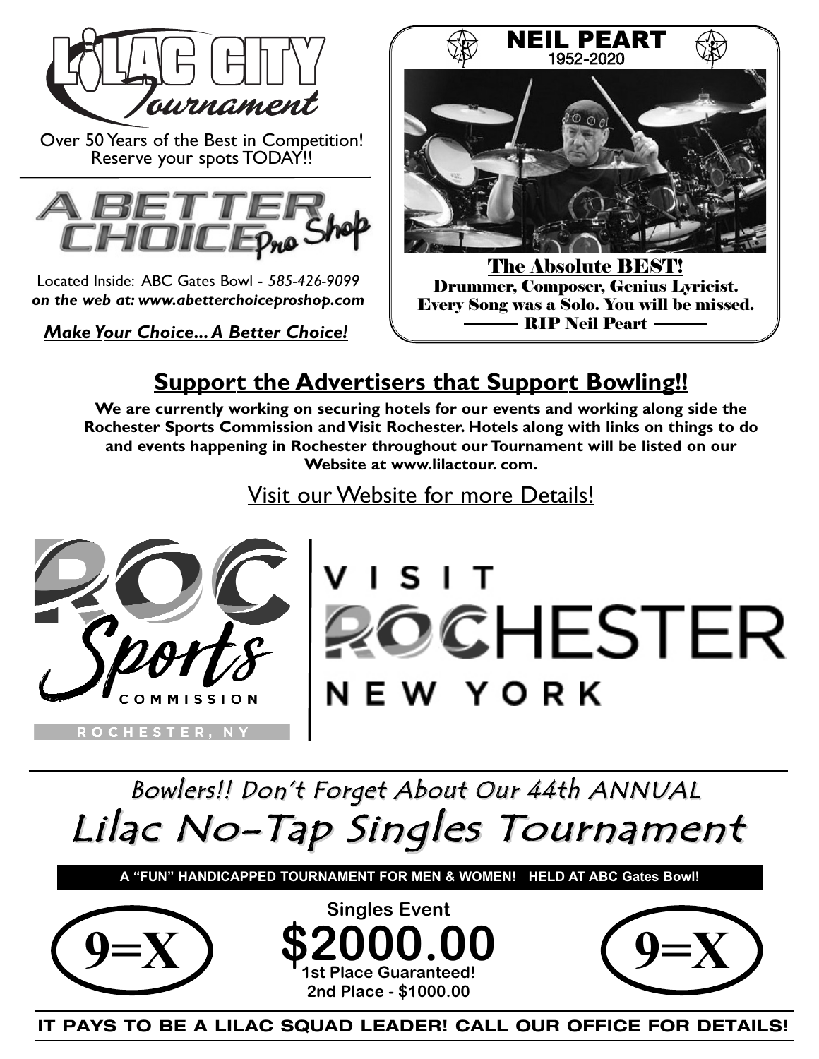# LILAC CITY Tournament

Over 50 Years of the Best in Competition!
Reserve your spots TODAY!!

## A BETTER CHOICE Pro Shop

Located Inside: ABC Gates Bowl - *585-426-9099*
***on the web at: www.abetterchoiceproshop.com***

***Make Your Choice... A Better Choice!***

## NEIL PEART
1952-2020

The Absolute BEST!
Drummer, Composer, Genius Lyricist.
Every Song was a Solo. You will be missed.
RIP Neil Peart

## Support the Advertisers that Support Bowling!!

**We are currently working on securing hotels for our events and working along side the Rochester Sports Commission and Visit Rochester. Hotels along with links on things to do and events happening in Rochester throughout our Tournament will be listed on our Website at www.lilactour. com.**

Visit our Website for more Details!

ROC Sports COMMISSION
ROCHESTER, NY

VISIT ROCHESTER NEW YORK

## Bowlers!! Don't Forget About Our 44th ANNUAL Lilac No-Tap Singles Tournament

**A "FUN" HANDICAPPED TOURNAMENT FOR MEN & WOMEN! HELD AT ABC Gates Bowl!**

9=X

**Singles Event**
**$2000.00**
**1st Place Guaranteed!**
**2nd Place - $1000.00**

9=X

**IT PAYS TO BE A LILAC SQUAD LEADER! CALL OUR OFFICE FOR DETAILS!**